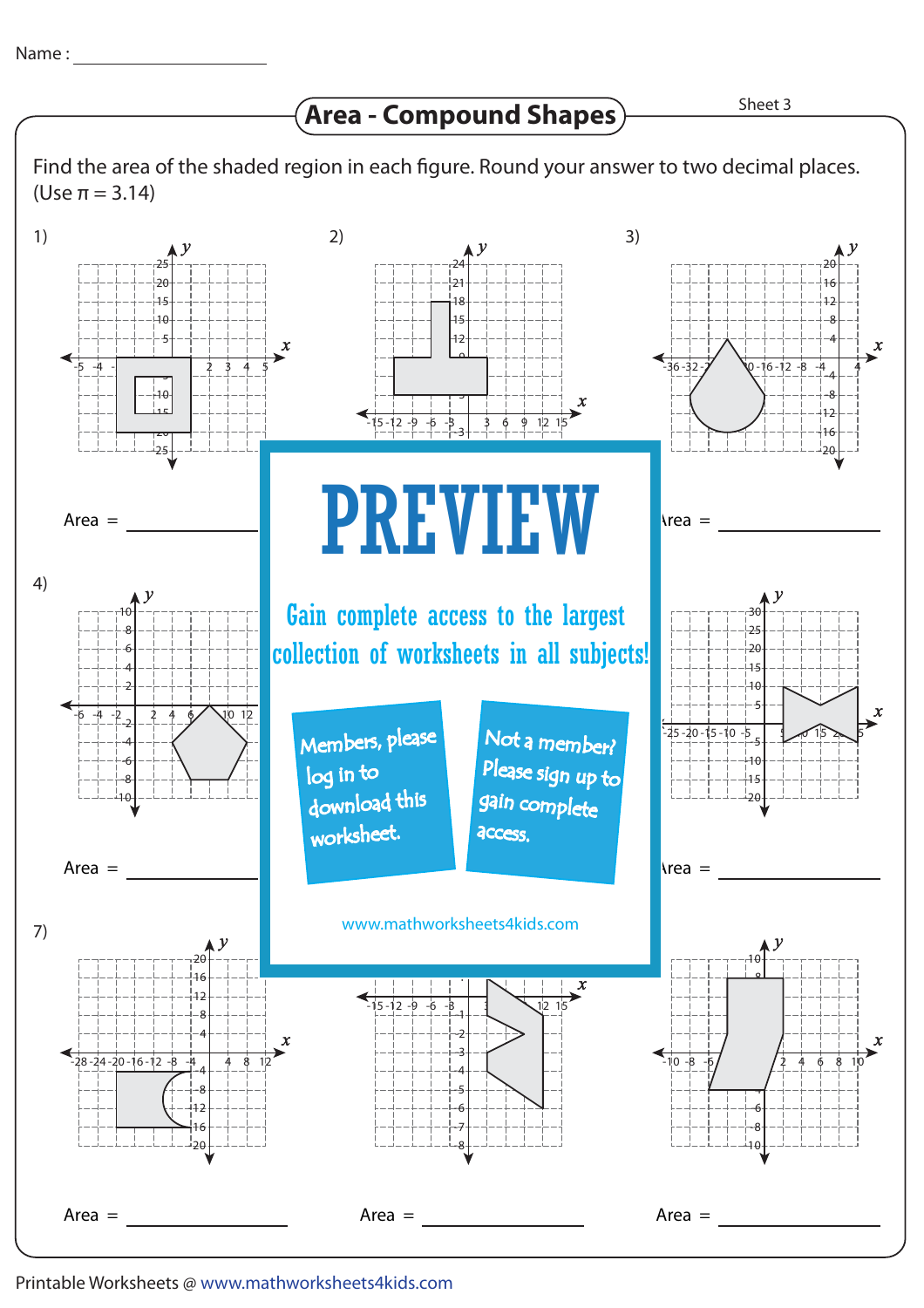Name : ____________________

# Area - Compound Shapes

Sheet 3

Find the area of the shaded region in each figure. Round your answer to two decimal places. (Use $\pi = 3.14$)

1)

Area = ____________________

2)

3)

Area = ____________________

4)

Area = ____________________

5)

6)

Area = ____________________

7)

Area = ____________________

8)

Area = ____________________

9)

Area = ____________________

PREVIEW

Gain complete access to the largest collection of worksheets in all subjects!

Members, please log in to download this worksheet.

Not a member? Please sign up to gain complete access.

www.mathworksheets4kids.com

Printable Worksheets @ www.mathworksheets4kids.com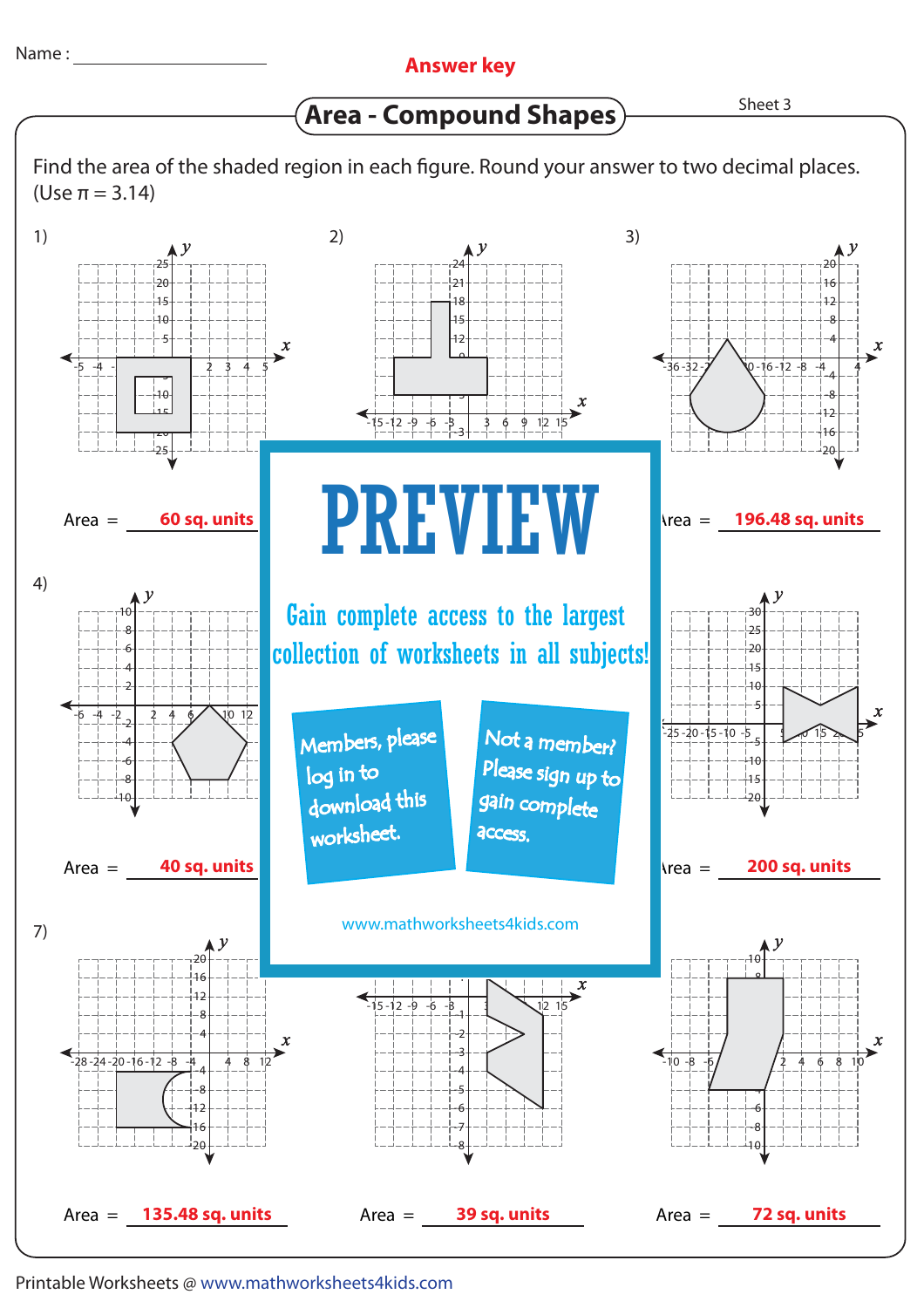Name : ____________________

**Answer key**

# Area - Compound Shapes

Sheet 3

Find the area of the shaded region in each figure. Round your answer to two decimal places. (Use $\pi = 3.14$)

1)

Area = **60 sq. units**

2)

3)

Area = **196.48 sq. units**

4)

Area = **40 sq. units**

Area = **200 sq. units**

7)

Area = **135.48 sq. units**

Area = **39 sq. units**

Area = **72 sq. units**

PREVIEW

Gain complete access to the largest collection of worksheets in all subjects!

Members, please log in to download this worksheet.

Not a member? Please sign up to gain complete access.

www.mathworksheets4kids.com

Printable Worksheets @ www.mathworksheets4kids.com